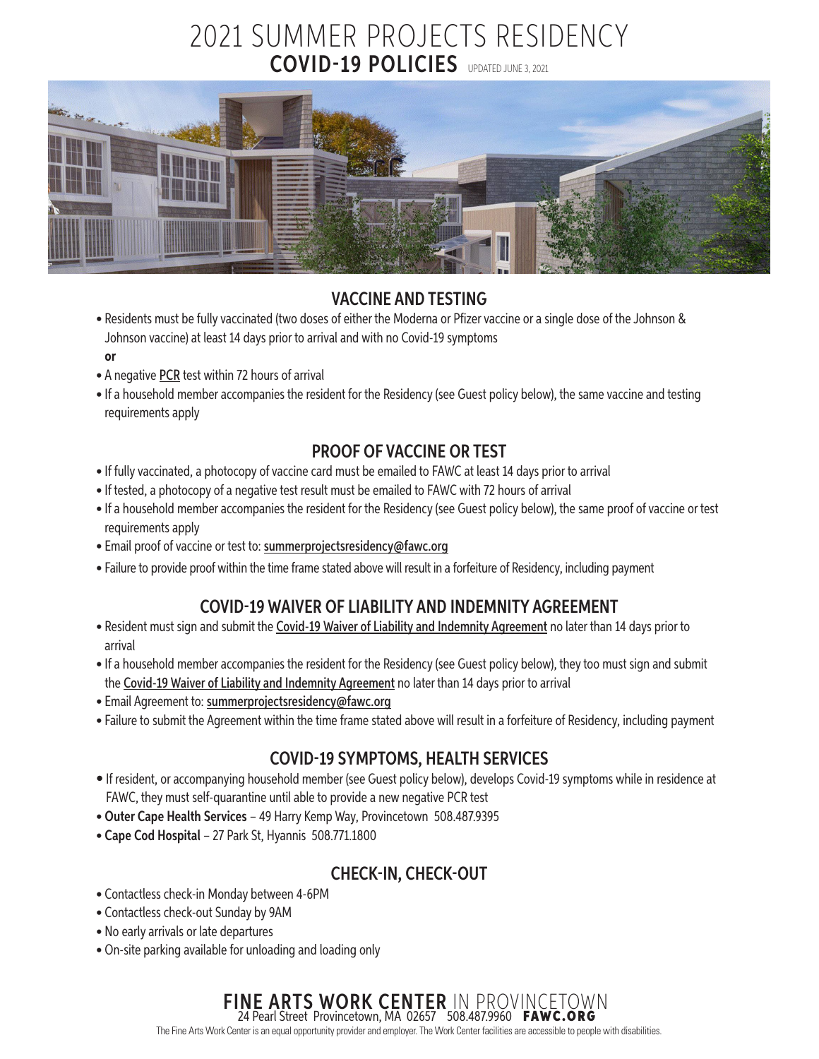# 2021 SUMMER PROJECTS RESIDENCY

## COVID-19 POLICIES

UPDATED JUNE 3, 2021

## VACCINE AND TESTING

- Residents must be fully vaccinated (two doses of either the Moderna or Pfizer vaccine or a single dose of the Johnson & Johnson vaccine) at least 14 days prior to arrival and with no Covid-19 symptoms

**or**

- A negative PCR test within 72 hours of arrival
- If a household member accompanies the resident for the Residency (see Guest policy below), the same vaccine and testing requirements apply

## PROOF OF VACCINE OR TEST

- If fully vaccinated, a photocopy of vaccine card must be emailed to FAWC at least 14 days prior to arrival
- If tested, a photocopy of a negative test result must be emailed to FAWC with 72 hours of arrival
- If a household member accompanies the resident for the Residency (see Guest policy below), the same proof of vaccine or test requirements apply
- Email proof of vaccine or test to: summerprojectsresidency@fawc.org
- Failure to provide proof within the time frame stated above will result in a forfeiture of Residency, including payment

## COVID-19 WAIVER OF LIABILITY AND INDEMNITY AGREEMENT

- Resident must sign and submit the Covid-19 Waiver of Liability and Indemnity Agreement no later than 14 days prior to arrival
- If a household member accompanies the resident for the Residency (see Guest policy below), they too must sign and submit the Covid-19 Waiver of Liability and Indemnity Agreement no later than 14 days prior to arrival
- Email Agreement to: summerprojectsresidency@fawc.org
- Failure to submit the Agreement within the time frame stated above will result in a forfeiture of Residency, including payment

## COVID-19 SYMPTOMS, HEALTH SERVICES

- If resident, or accompanying household member (see Guest policy below), develops Covid-19 symptoms while in residence at FAWC, they must self-quarantine until able to provide a new negative PCR test
- **Outer Cape Health Services** – 49 Harry Kemp Way, Provincetown 508.487.9395
- **Cape Cod Hospital** – 27 Park St, Hyannis 508.771.1800

## CHECK-IN, CHECK-OUT

- Contactless check-in Monday between 4-6PM
- Contactless check-out Sunday by 9AM
- No early arrivals or late departures
- On-site parking available for unloading and loading only

**FINE ARTS WORK CENTER** IN PROVINCETOWN
24 Pearl Street Provincetown, MA 02657 508.487.9960 **FAWC.ORG**

The Fine Arts Work Center is an equal opportunity provider and employer. The Work Center facilities are accessible to people with disabilities.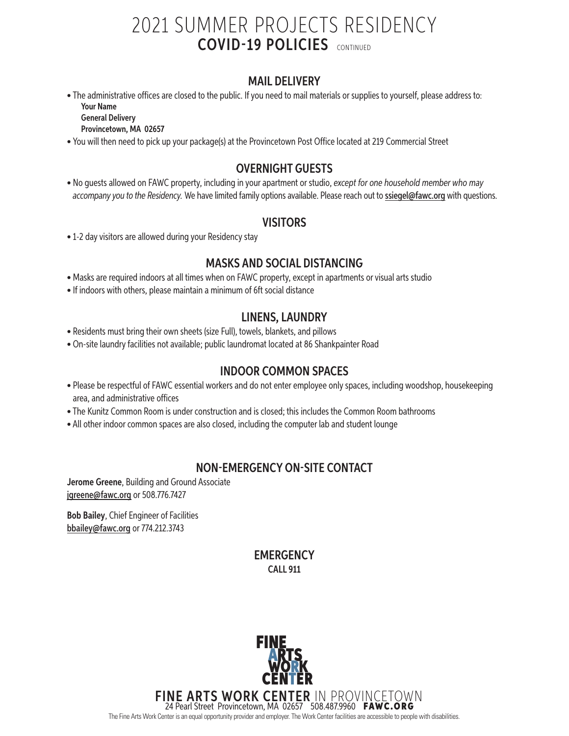# 2021 SUMMER PROJECTS RESIDENCY

## COVID-19 POLICIES CONTINUED

### MAIL DELIVERY

- The administrative offices are closed to the public. If you need to mail materials or supplies to yourself, please address to:
  **Your Name**
  **General Delivery**
  **Provincetown, MA 02657**
- You will then need to pick up your package(s) at the Provincetown Post Office located at 219 Commercial Street

### OVERNIGHT GUESTS

- No guests allowed on FAWC property, including in your apartment or studio, *except for one household member who may accompany you to the Residency.* We have limited family options available. Please reach out to **ssiegel@fawc.org** with questions.

### VISITORS

- 1-2 day visitors are allowed during your Residency stay

### MASKS AND SOCIAL DISTANCING

- Masks are required indoors at all times when on FAWC property, except in apartments or visual arts studio
- If indoors with others, please maintain a minimum of 6ft social distance

### LINENS, LAUNDRY

- Residents must bring their own sheets (size Full), towels, blankets, and pillows
- On-site laundry facilities not available; public laundromat located at 86 Shankpainter Road

### INDOOR COMMON SPACES

- Please be respectful of FAWC essential workers and do not enter employee only spaces, including woodshop, housekeeping area, and administrative offices
- The Kunitz Common Room is under construction and is closed; this includes the Common Room bathrooms
- All other indoor common spaces are also closed, including the computer lab and student lounge

### NON-EMERGENCY ON-SITE CONTACT

**Jerome Greene**, Building and Ground Associate
jgreene@fawc.org or 508.776.7427

**Bob Bailey**, Chief Engineer of Facilities
bbailey@fawc.org or 774.212.3743

### EMERGENCY

**CALL 911**

FINE ARTS WORK CENTER

**FINE ARTS WORK CENTER** IN PROVINCETOWN
24 Pearl Street Provincetown, MA 02657 508.487.9960 **FAWC.ORG**

The Fine Arts Work Center is an equal opportunity provider and employer. The Work Center facilities are accessible to people with disabilities.